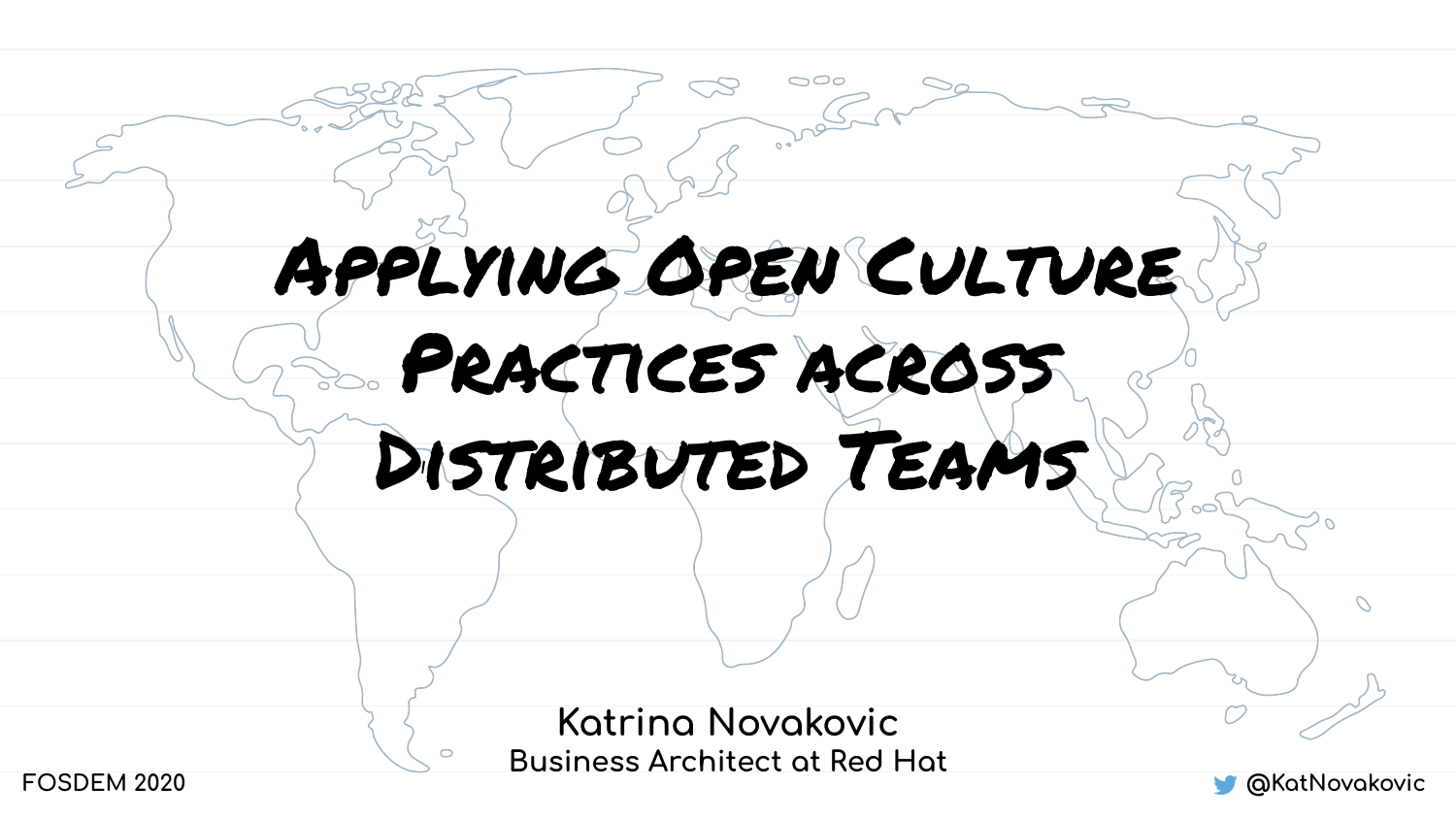# Applying Open Culture Practices across Distributed Teams

Katrina Novakovic

Business Architect at Red Hat

FOSDEM 2020

@KatNovakovic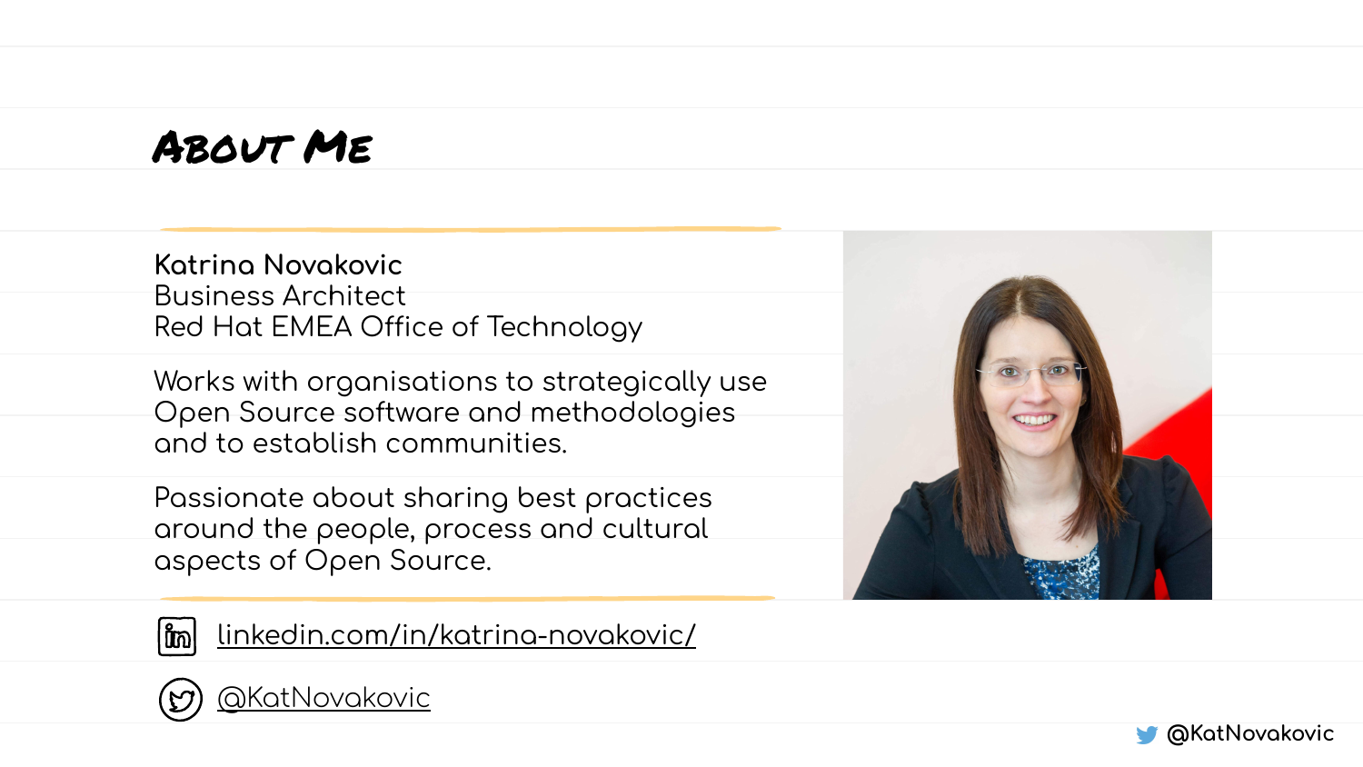# About Me

**Katrina Novakovic**
Business Architect
Red Hat EMEA Office of Technology

Works with organisations to strategically use Open Source software and methodologies and to establish communities.

Passionate about sharing best practices around the people, process and cultural aspects of Open Source.

linkedin.com/in/katrina-novakovic/

@KatNovakovic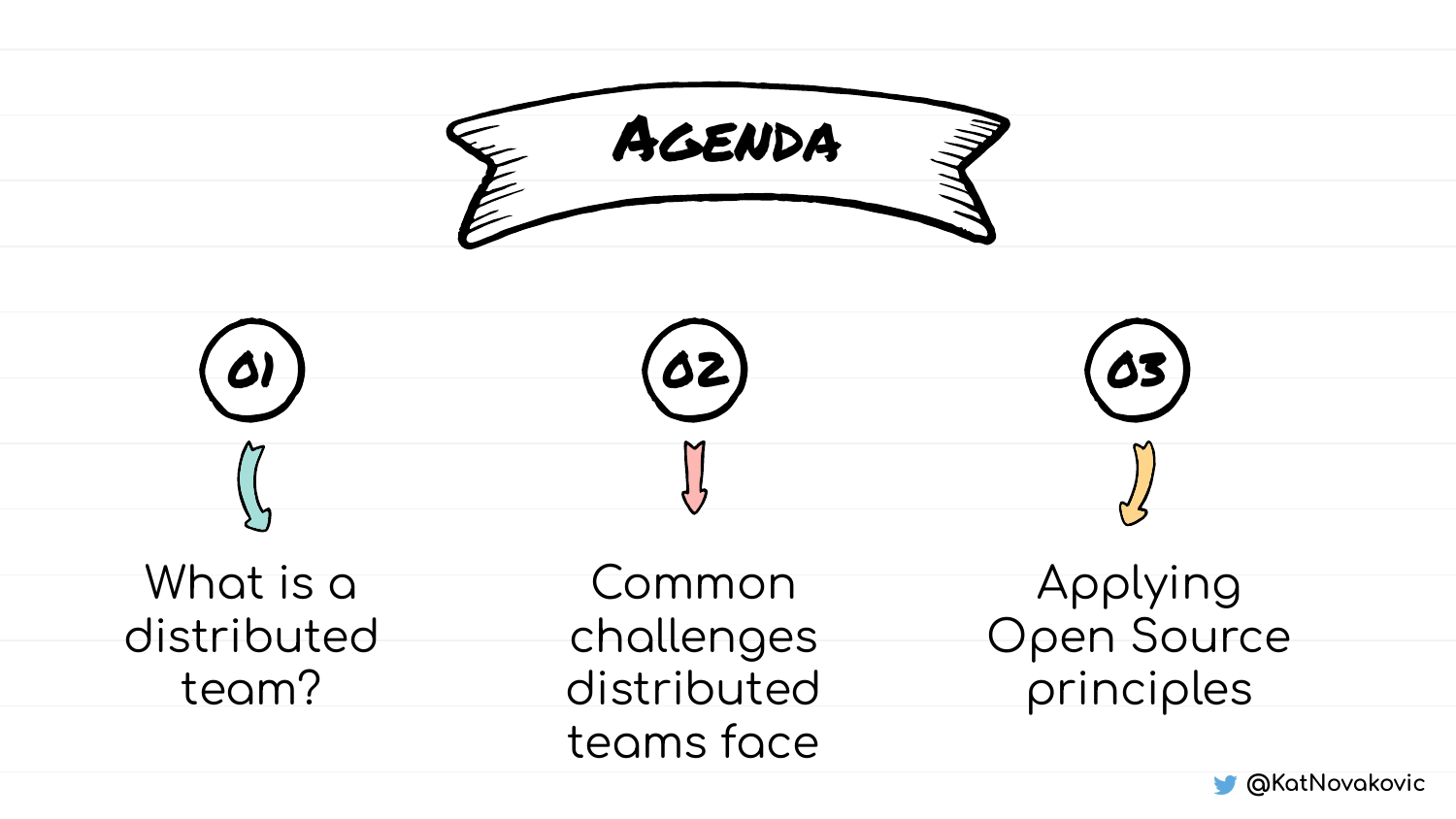# Agenda

**01** What is a distributed team?

**02** Common challenges distributed teams face

**03** Applying Open Source principles

@KatNovakovic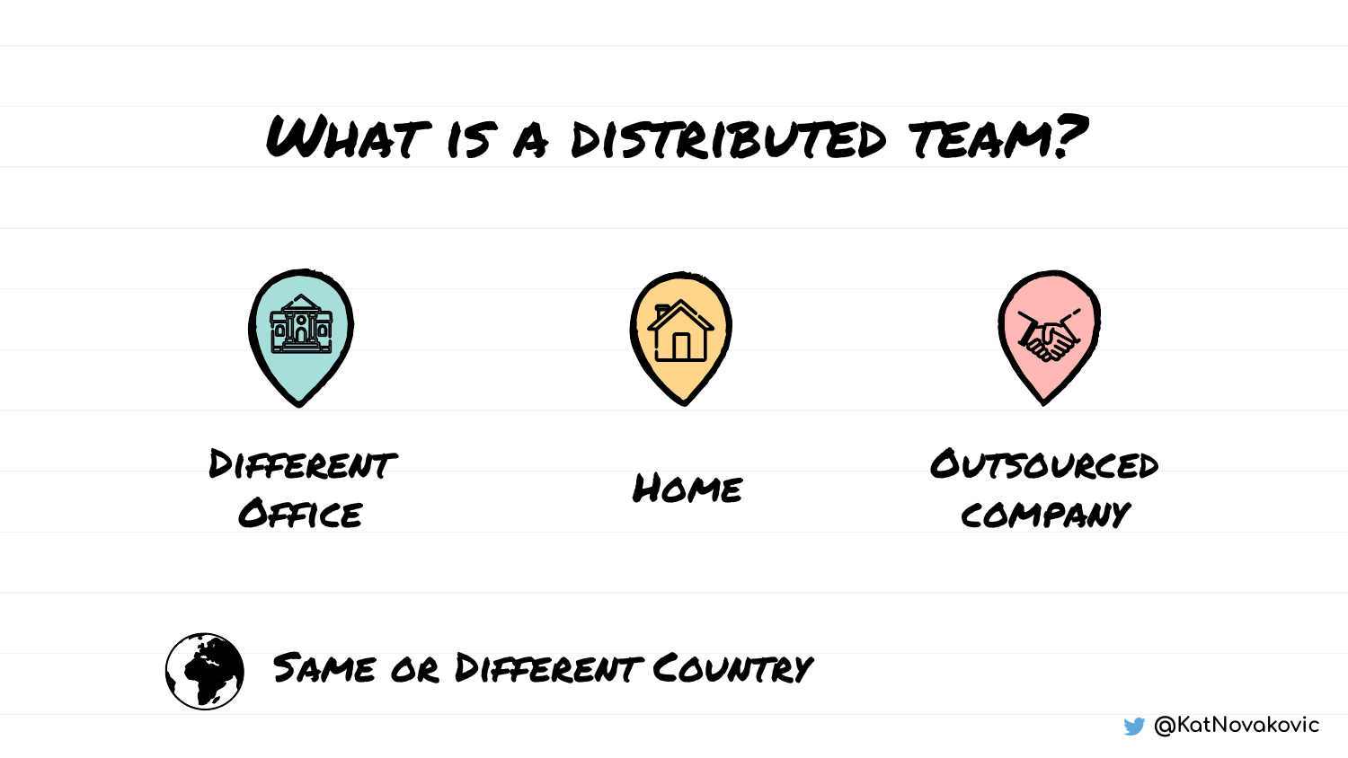# What is a distributed team?

- Different Office
- Home
- Outsourced company

Same or Different Country

@KatNovakovic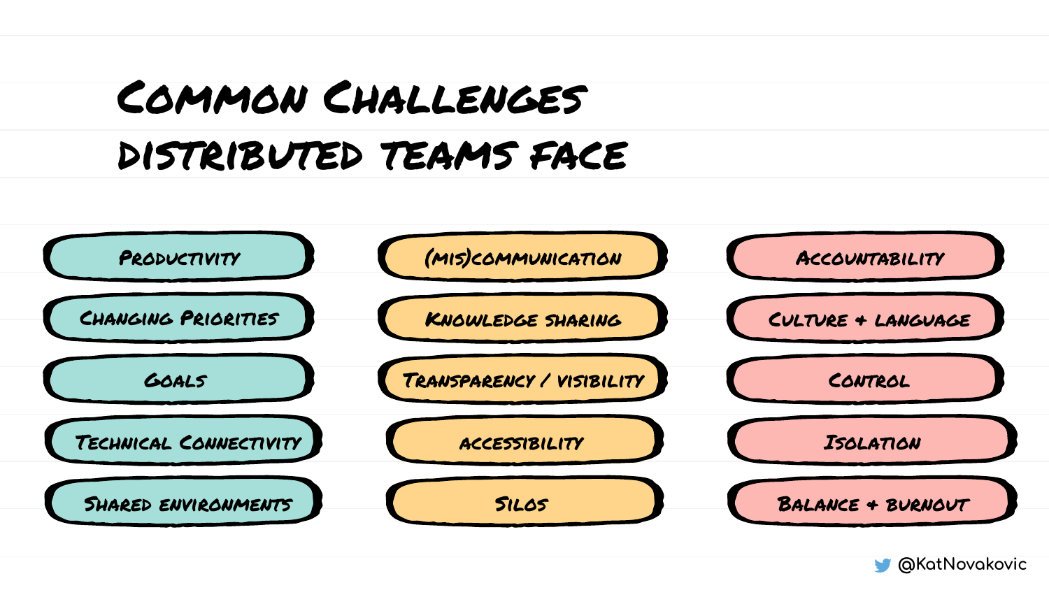# Common Challenges distributed teams face

- Productivity
- Changing Priorities
- Goals
- Technical Connectivity
- Shared environments

- (mis)communication
- Knowledge sharing
- Transparency / visibility
- accessibility
- Silos

- Accountability
- Culture + language
- Control
- Isolation
- Balance + burnout

@KatNovakovic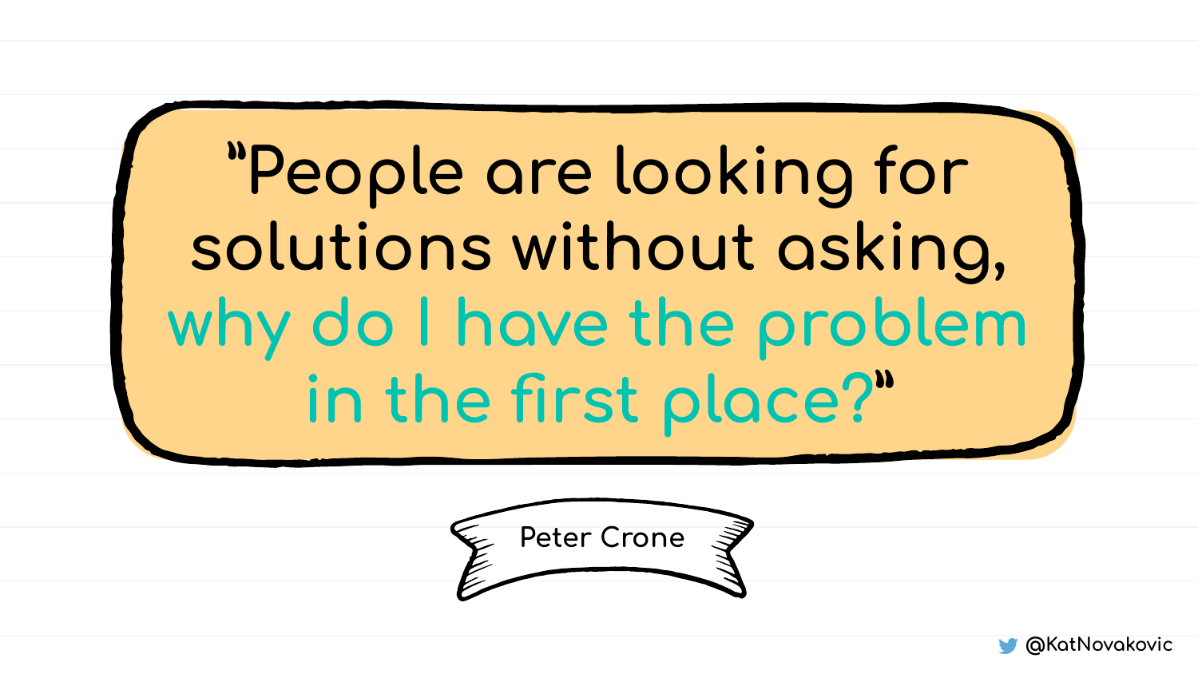> "People are looking for solutions without asking, why do I have the problem in the first place?"

Peter Crone

@KatNovakovic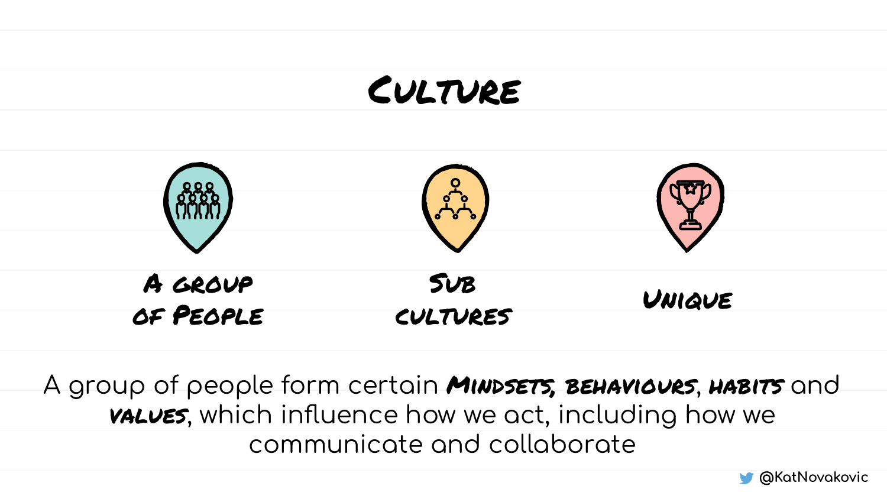# Culture

A group of People

Sub cultures

Unique

A group of people form certain ***Mindsets, behaviours***, ***habits*** and ***values***, which influence how we act, including how we communicate and collaborate

@KatNovakovic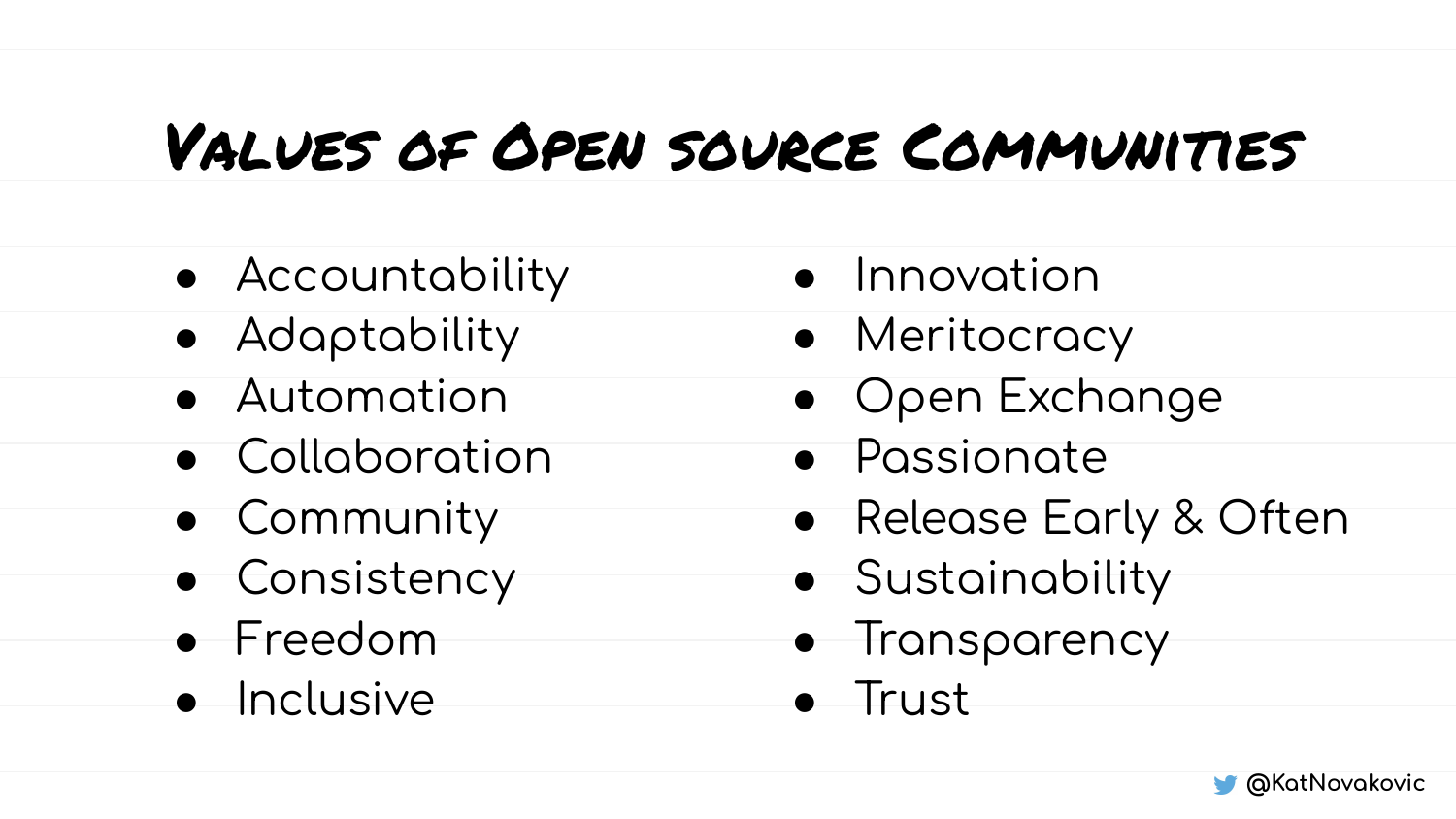# Values of Open source Communities

- Accountability
- Adaptability
- Automation
- Collaboration
- Community
- Consistency
- Freedom
- Inclusive
- Innovation
- Meritocracy
- Open Exchange
- Passionate
- Release Early & Often
- Sustainability
- Transparency
- Trust

@KatNovakovic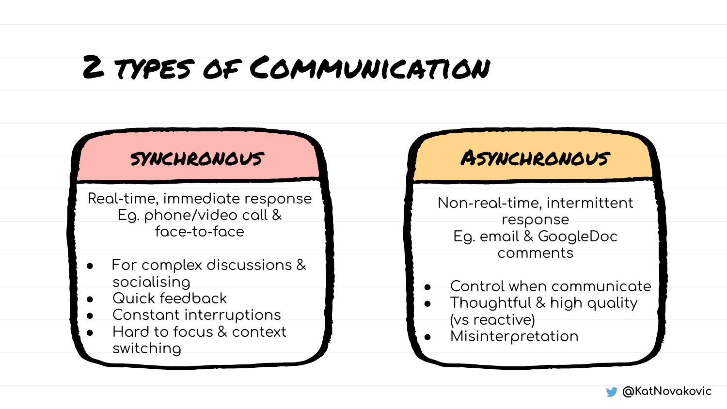# 2 types of Communication

## Synchronous

Real-time, immediate response
Eg. phone/video call & face-to-face

- For complex discussions & socialising
- Quick feedback
- Constant interruptions
- Hard to focus & context switching

## Asynchronous

Non-real-time, intermittent response
Eg. email & GoogleDoc comments

- Control when communicate
- Thoughtful & high quality (vs reactive)
- Misinterpretation

@KatNovakovic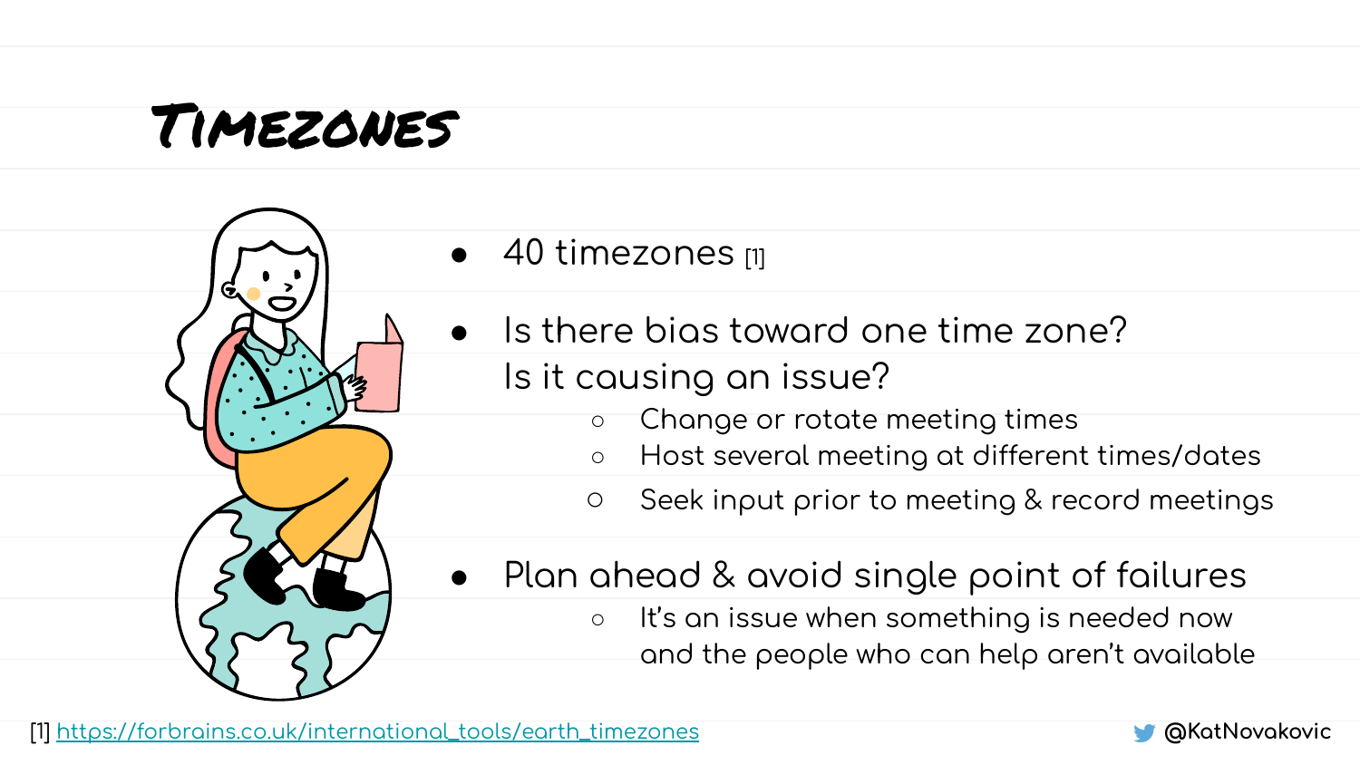# Timezones

- 40 timezones [1]
- Is there bias toward one time zone?
  Is it causing an issue?
  - Change or rotate meeting times
  - Host several meeting at different times/dates
  - Seek input prior to meeting & record meetings
- Plan ahead & avoid single point of failures
  - It's an issue when something is needed now and the people who can help aren't available

[1] https://forbrains.co.uk/international_tools/earth_timezones

@KatNovakovic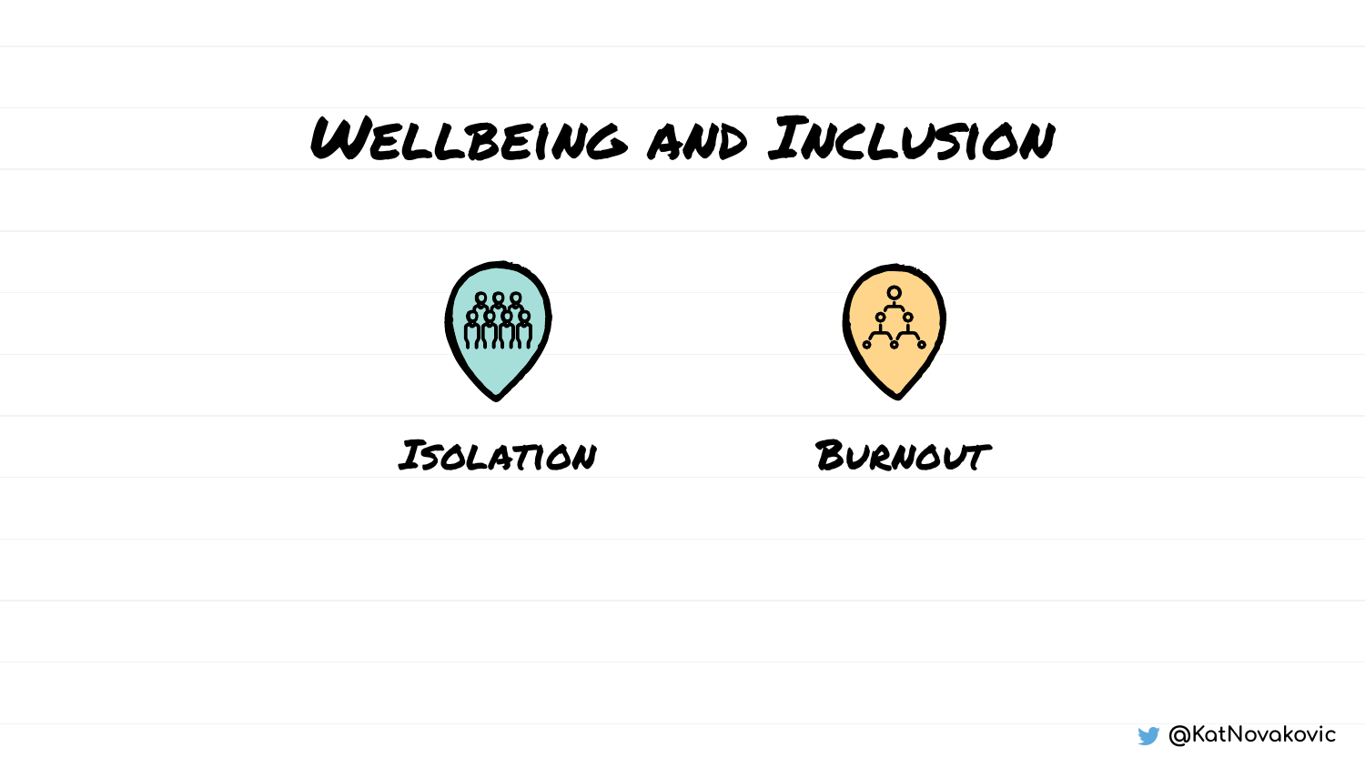# Wellbeing and Inclusion

Isolation

Burnout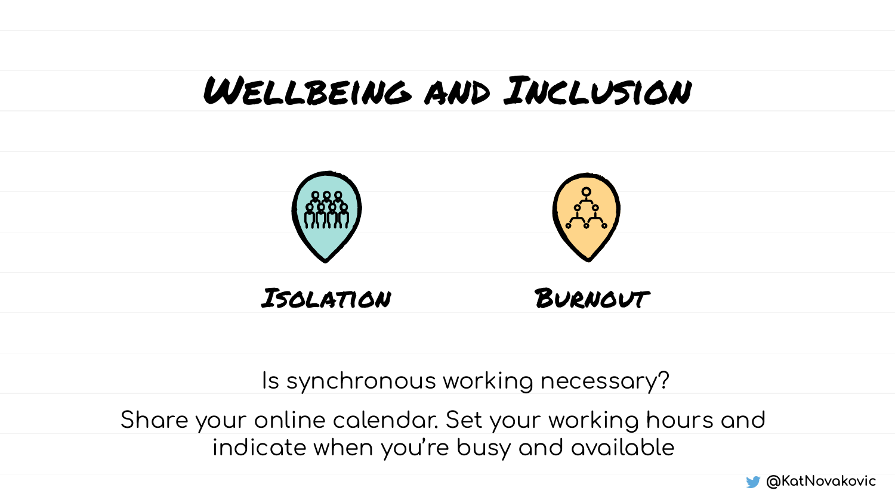# Wellbeing and Inclusion

**Isolation**

**Burnout**

Is synchronous working necessary?

Share your online calendar. Set your working hours and indicate when you're busy and available

@KatNovakovic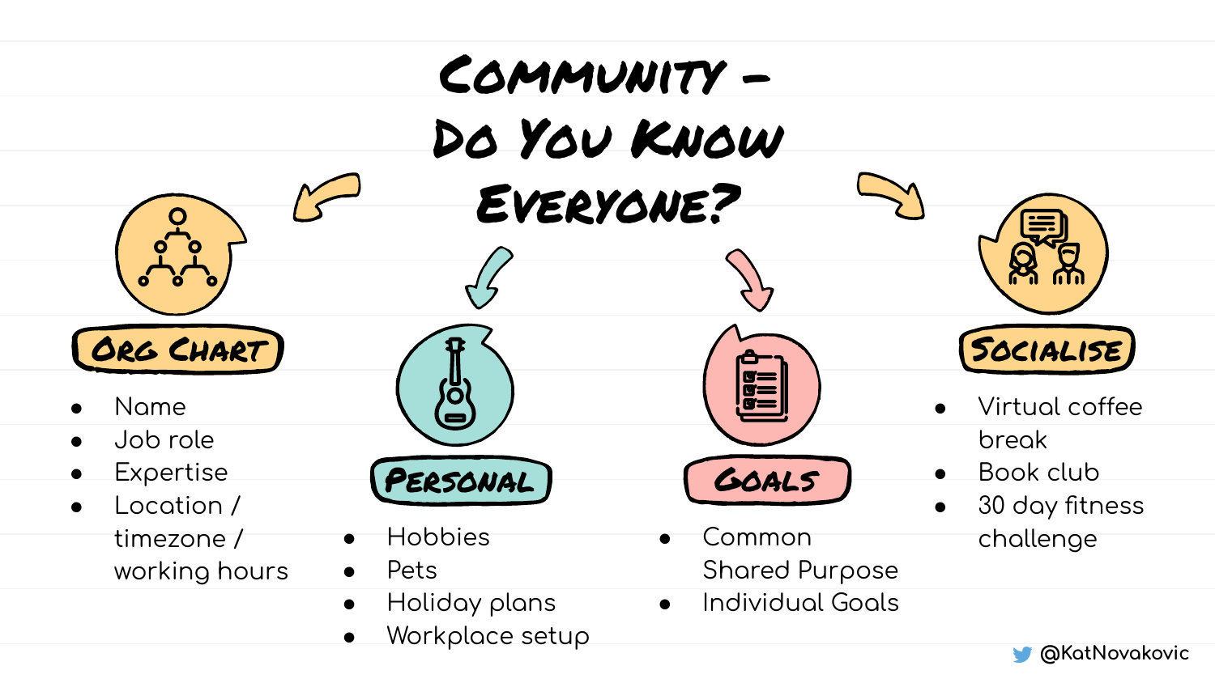# Community – Do You Know Everyone?

## Org Chart

- Name
- Job role
- Expertise
- Location / timezone / working hours

## Personal

- Hobbies
- Pets
- Holiday plans
- Workplace setup

## Goals

- Common Shared Purpose
- Individual Goals

## Socialise

- Virtual coffee break
- Book club
- 30 day fitness challenge

@KatNovakovic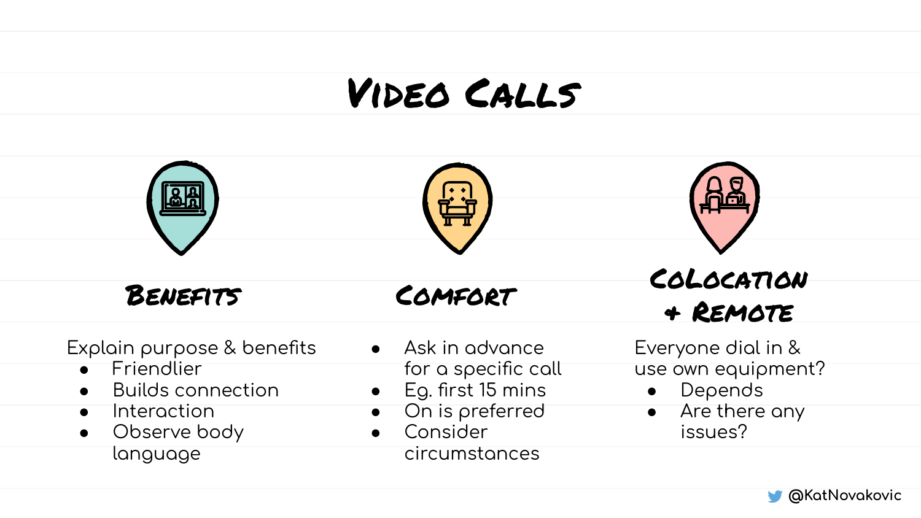# Video Calls

## Benefits

Explain purpose & benefits

- Friendlier
- Builds connection
- Interaction
- Observe body language

## Comfort

- Ask in advance for a specific call
- Eg. first 15 mins
- On is preferred
- Consider circumstances

## Colocation + Remote

Everyone dial in & use own equipment?

- Depends
- Are there any issues?

@KatNovakovic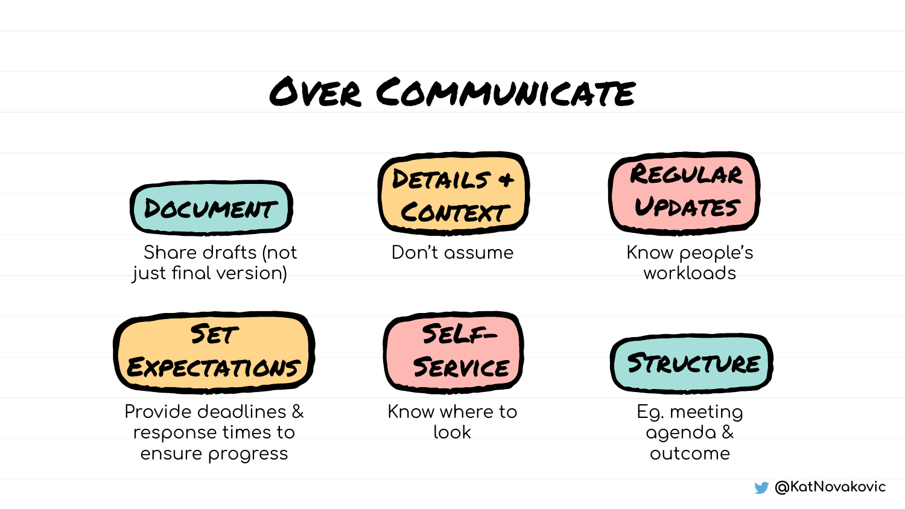# Over Communicate

### Document
Share drafts (not just final version)

### Details + Context
Don't assume

### Regular Updates
Know people's workloads

### Set Expectations
Provide deadlines & response times to ensure progress

### Self-Service
Know where to look

### Structure
Eg. meeting agenda & outcome

@KatNovakovic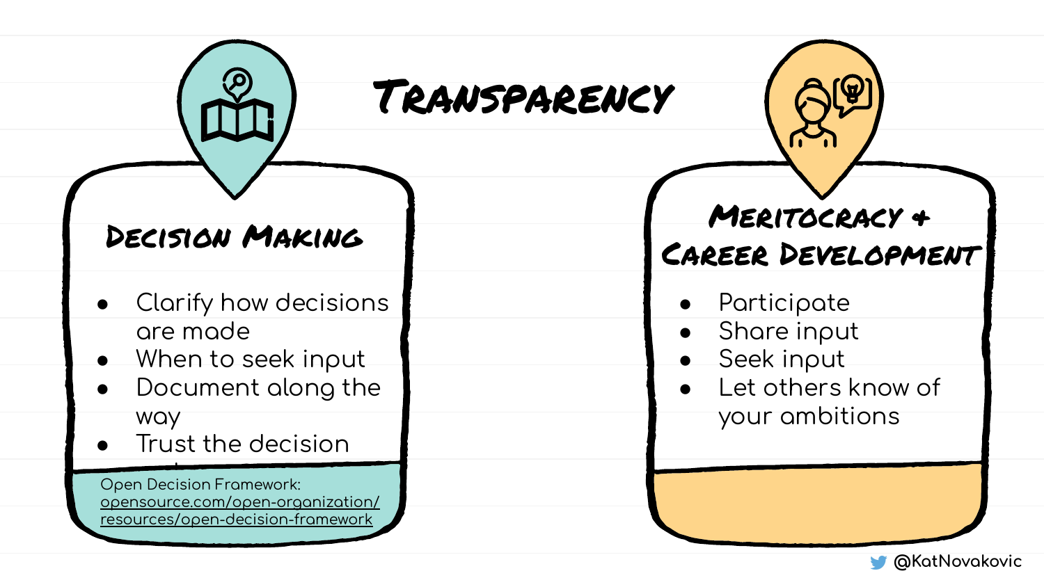# Transparency

## Decision Making

- Clarify how decisions are made
- When to seek input
- Document along the way
- Trust the decision

Open Decision Framework: opensource.com/open-organization/resources/open-decision-framework

## Meritocracy & Career Development

- Participate
- Share input
- Seek input
- Let others know of your ambitions

@KatNovakovic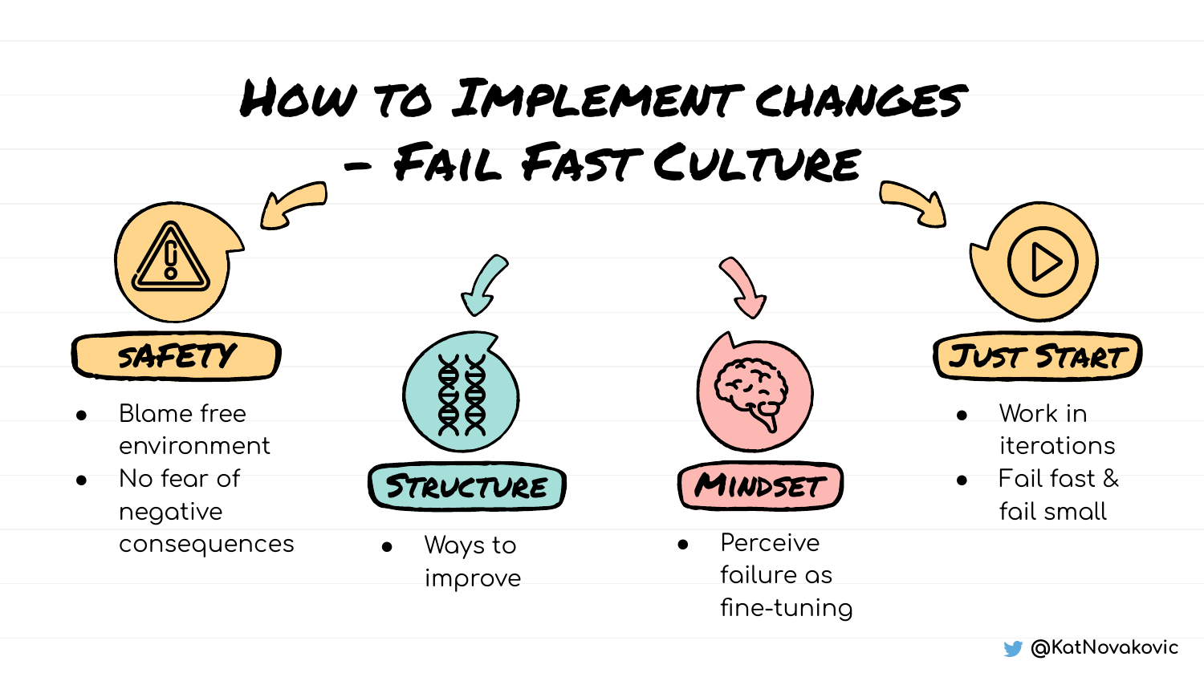# How to Implement changes – Fail Fast Culture

## Safety

- Blame free environment
- No fear of negative consequences

## Structure

- Ways to improve

## Mindset

- Perceive failure as fine-tuning

## Just Start

- Work in iterations
- Fail fast & fail small

@KatNovakovic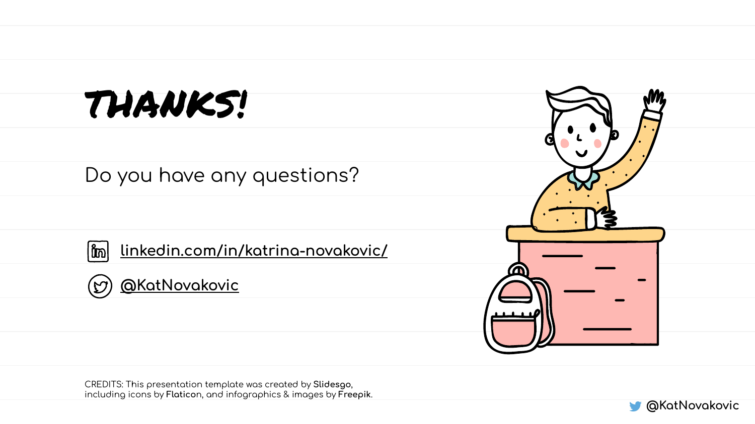# THANKS!

Do you have any questions?

linkedin.com/in/katrina-novakovic/

@KatNovakovic

CREDITS: This presentation template was created by **Slidesgo**, including icons by **Flaticon**, and infographics & images by **Freepik**.

@KatNovakovic